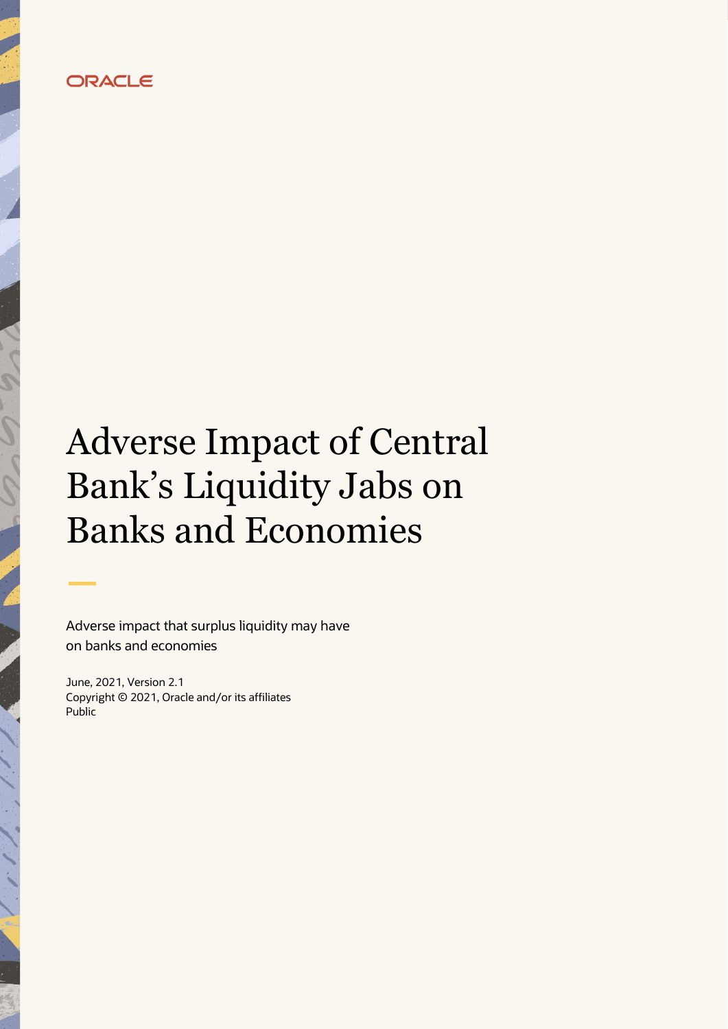ORACLE

# Adverse Impact of Central Bank's Liquidity Jabs on Banks and Economies

Adverse impact that surplus liquidity may have on banks and economies

June, 2021, Version 2.1
Copyright © 2021, Oracle and/or its affiliates
Public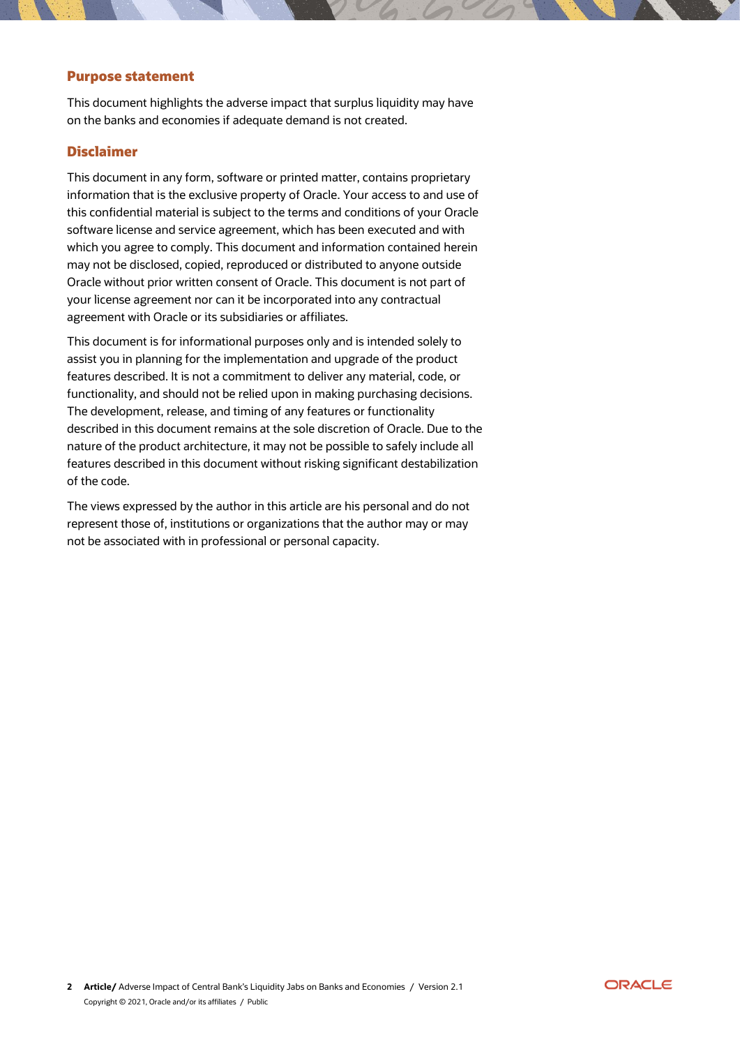## Purpose statement

This document highlights the adverse impact that surplus liquidity may have on the banks and economies if adequate demand is not created.

## Disclaimer

This document in any form, software or printed matter, contains proprietary information that is the exclusive property of Oracle. Your access to and use of this confidential material is subject to the terms and conditions of your Oracle software license and service agreement, which has been executed and with which you agree to comply. This document and information contained herein may not be disclosed, copied, reproduced or distributed to anyone outside Oracle without prior written consent of Oracle. This document is not part of your license agreement nor can it be incorporated into any contractual agreement with Oracle or its subsidiaries or affiliates.

This document is for informational purposes only and is intended solely to assist you in planning for the implementation and upgrade of the product features described. It is not a commitment to deliver any material, code, or functionality, and should not be relied upon in making purchasing decisions. The development, release, and timing of any features or functionality described in this document remains at the sole discretion of Oracle. Due to the nature of the product architecture, it may not be possible to safely include all features described in this document without risking significant destabilization of the code.

The views expressed by the author in this article are his personal and do not represent those of, institutions or organizations that the author may or may not be associated with in professional or personal capacity.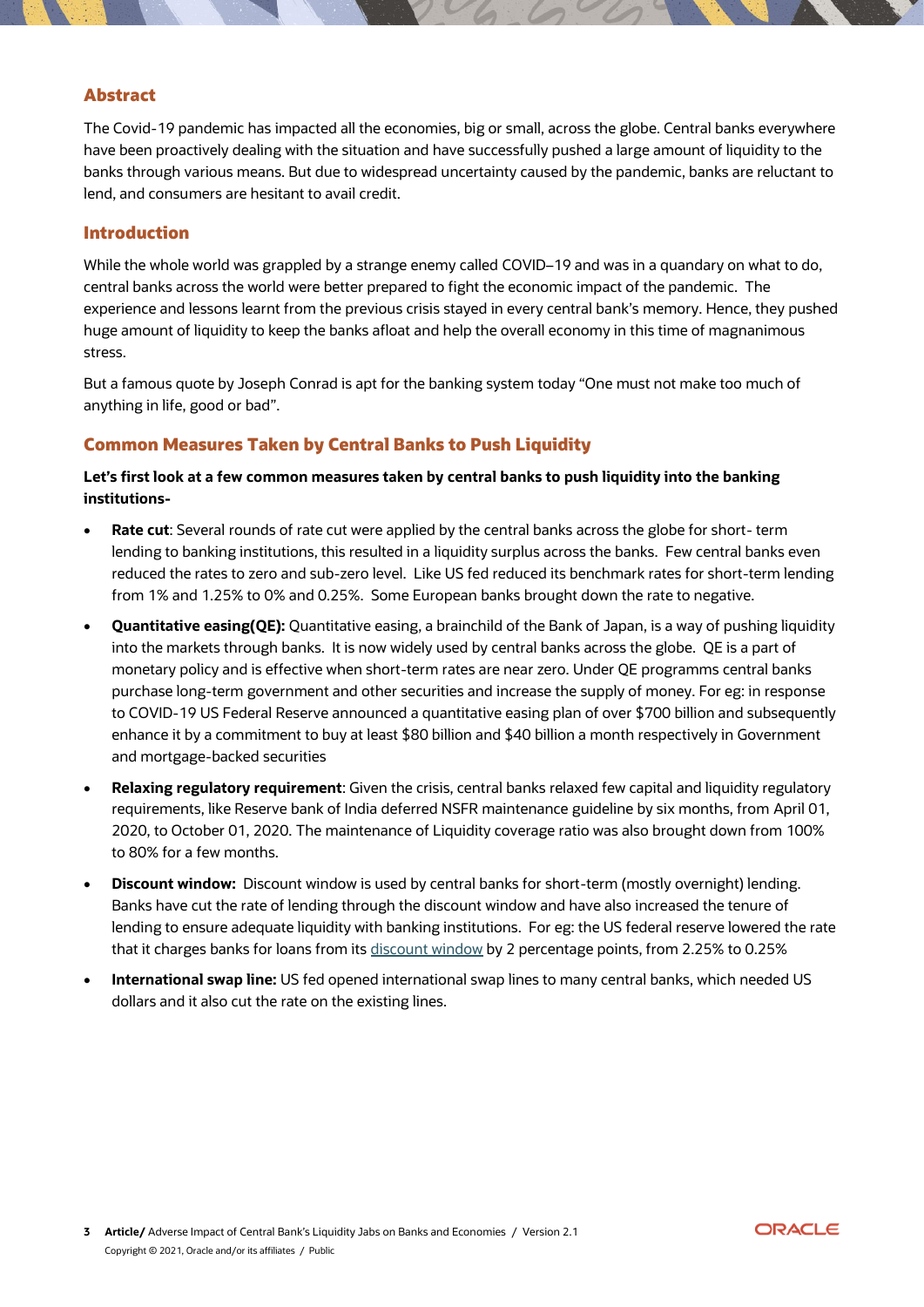## Abstract

The Covid-19 pandemic has impacted all the economies, big or small, across the globe. Central banks everywhere have been proactively dealing with the situation and have successfully pushed a large amount of liquidity to the banks through various means. But due to widespread uncertainty caused by the pandemic, banks are reluctant to lend, and consumers are hesitant to avail credit.

## Introduction

While the whole world was grappled by a strange enemy called COVID–19 and was in a quandary on what to do, central banks across the world were better prepared to fight the economic impact of the pandemic. The experience and lessons learnt from the previous crisis stayed in every central bank's memory. Hence, they pushed huge amount of liquidity to keep the banks afloat and help the overall economy in this time of magnanimous stress.

But a famous quote by Joseph Conrad is apt for the banking system today "One must not make too much of anything in life, good or bad".

## Common Measures Taken by Central Banks to Push Liquidity

**Let's first look at a few common measures taken by central banks to push liquidity into the banking institutions-**

- **Rate cut**: Several rounds of rate cut were applied by the central banks across the globe for short- term lending to banking institutions, this resulted in a liquidity surplus across the banks. Few central banks even reduced the rates to zero and sub-zero level. Like US fed reduced its benchmark rates for short-term lending from 1% and 1.25% to 0% and 0.25%. Some European banks brought down the rate to negative.
- **Quantitative easing(QE):** Quantitative easing, a brainchild of the Bank of Japan, is a way of pushing liquidity into the markets through banks. It is now widely used by central banks across the globe. QE is a part of monetary policy and is effective when short-term rates are near zero. Under QE programms central banks purchase long-term government and other securities and increase the supply of money. For eg: in response to COVID-19 US Federal Reserve announced a quantitative easing plan of over $700 billion and subsequently enhance it by a commitment to buy at least $80 billion and $40 billion a month respectively in Government and mortgage-backed securities
- **Relaxing regulatory requirement**: Given the crisis, central banks relaxed few capital and liquidity regulatory requirements, like Reserve bank of India deferred NSFR maintenance guideline by six months, from April 01, 2020, to October 01, 2020. The maintenance of Liquidity coverage ratio was also brought down from 100% to 80% for a few months.
- **Discount window:** Discount window is used by central banks for short-term (mostly overnight) lending. Banks have cut the rate of lending through the discount window and have also increased the tenure of lending to ensure adequate liquidity with banking institutions. For eg: the US federal reserve lowered the rate that it charges banks for loans from its discount window by 2 percentage points, from 2.25% to 0.25%
- **International swap line:** US fed opened international swap lines to many central banks, which needed US dollars and it also cut the rate on the existing lines.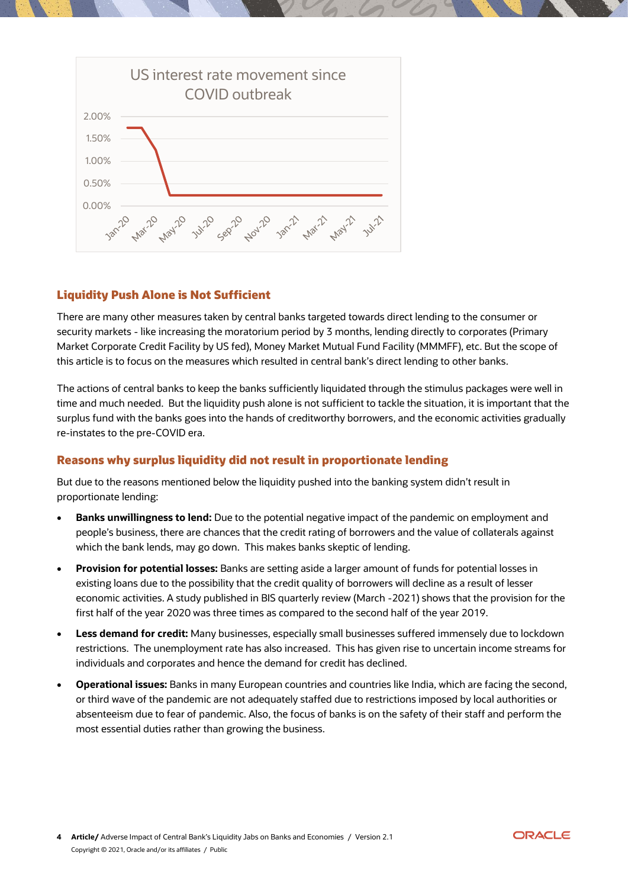US interest rate movement since COVID outbreak

## Liquidity Push Alone is Not Sufficient

There are many other measures taken by central banks targeted towards direct lending to the consumer or security markets - like increasing the moratorium period by 3 months, lending directly to corporates (Primary Market Corporate Credit Facility by US fed), Money Market Mutual Fund Facility (MMMFF), etc. But the scope of this article is to focus on the measures which resulted in central bank's direct lending to other banks.

The actions of central banks to keep the banks sufficiently liquidated through the stimulus packages were well in time and much needed. But the liquidity push alone is not sufficient to tackle the situation, it is important that the surplus fund with the banks goes into the hands of creditworthy borrowers, and the economic activities gradually re-instates to the pre-COVID era.

### Reasons why surplus liquidity did not result in proportionate lending

But due to the reasons mentioned below the liquidity pushed into the banking system didn't result in proportionate lending:

- **Banks unwillingness to lend:** Due to the potential negative impact of the pandemic on employment and people's business, there are chances that the credit rating of borrowers and the value of collaterals against which the bank lends, may go down. This makes banks skeptic of lending.
- **Provision for potential losses:** Banks are setting aside a larger amount of funds for potential losses in existing loans due to the possibility that the credit quality of borrowers will decline as a result of lesser economic activities. A study published in BIS quarterly review (March -2021) shows that the provision for the first half of the year 2020 was three times as compared to the second half of the year 2019.
- **Less demand for credit:** Many businesses, especially small businesses suffered immensely due to lockdown restrictions. The unemployment rate has also increased. This has given rise to uncertain income streams for individuals and corporates and hence the demand for credit has declined.
- **Operational issues:** Banks in many European countries and countries like India, which are facing the second, or third wave of the pandemic are not adequately staffed due to restrictions imposed by local authorities or absenteeism due to fear of pandemic. Also, the focus of banks is on the safety of their staff and perform the most essential duties rather than growing the business.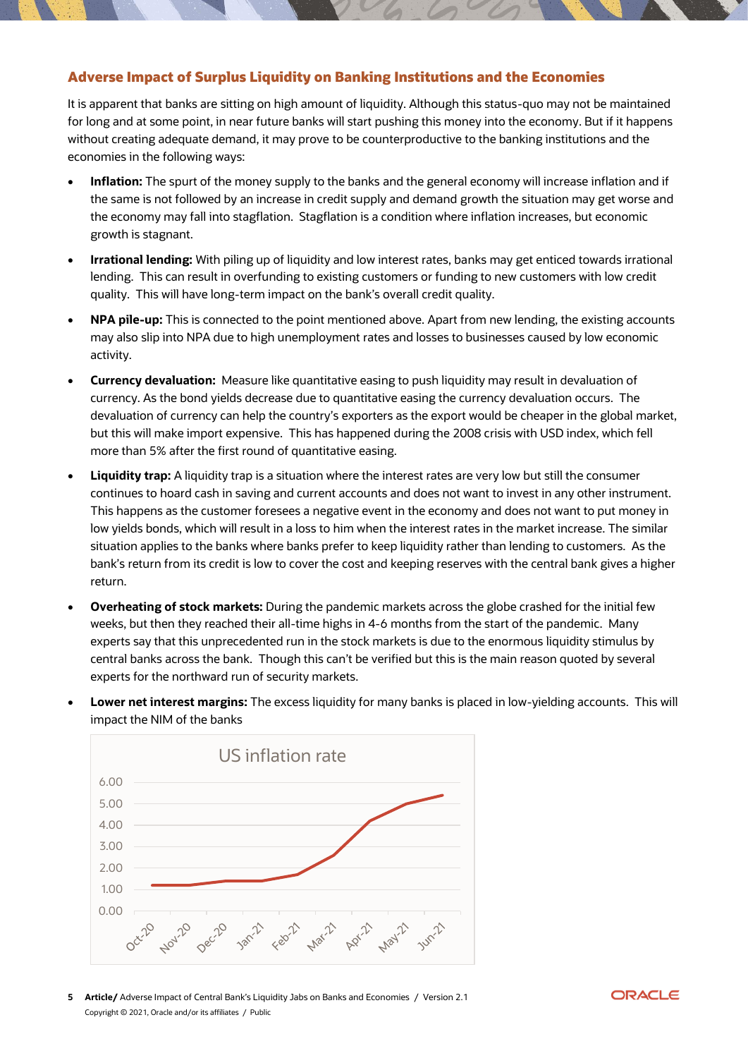## Adverse Impact of Surplus Liquidity on Banking Institutions and the Economies

It is apparent that banks are sitting on high amount of liquidity. Although this status-quo may not be maintained for long and at some point, in near future banks will start pushing this money into the economy. But if it happens without creating adequate demand, it may prove to be counterproductive to the banking institutions and the economies in the following ways:

- **Inflation:** The spurt of the money supply to the banks and the general economy will increase inflation and if the same is not followed by an increase in credit supply and demand growth the situation may get worse and the economy may fall into stagflation. Stagflation is a condition where inflation increases, but economic growth is stagnant.
- **Irrational lending:** With piling up of liquidity and low interest rates, banks may get enticed towards irrational lending. This can result in overfunding to existing customers or funding to new customers with low credit quality. This will have long-term impact on the bank's overall credit quality.
- **NPA pile-up:** This is connected to the point mentioned above. Apart from new lending, the existing accounts may also slip into NPA due to high unemployment rates and losses to businesses caused by low economic activity.
- **Currency devaluation:** Measure like quantitative easing to push liquidity may result in devaluation of currency. As the bond yields decrease due to quantitative easing the currency devaluation occurs. The devaluation of currency can help the country's exporters as the export would be cheaper in the global market, but this will make import expensive. This has happened during the 2008 crisis with USD index, which fell more than 5% after the first round of quantitative easing.
- **Liquidity trap:** A liquidity trap is a situation where the interest rates are very low but still the consumer continues to hoard cash in saving and current accounts and does not want to invest in any other instrument. This happens as the customer foresees a negative event in the economy and does not want to put money in low yields bonds, which will result in a loss to him when the interest rates in the market increase. The similar situation applies to the banks where banks prefer to keep liquidity rather than lending to customers. As the bank's return from its credit is low to cover the cost and keeping reserves with the central bank gives a higher return.
- **Overheating of stock markets:** During the pandemic markets across the globe crashed for the initial few weeks, but then they reached their all-time highs in 4-6 months from the start of the pandemic. Many experts say that this unprecedented run in the stock markets is due to the enormous liquidity stimulus by central banks across the bank. Though this can't be verified but this is the main reason quoted by several experts for the northward run of security markets.
- **Lower net interest margins:** The excess liquidity for many banks is placed in low-yielding accounts. This will impact the NIM of the banks

US inflation rate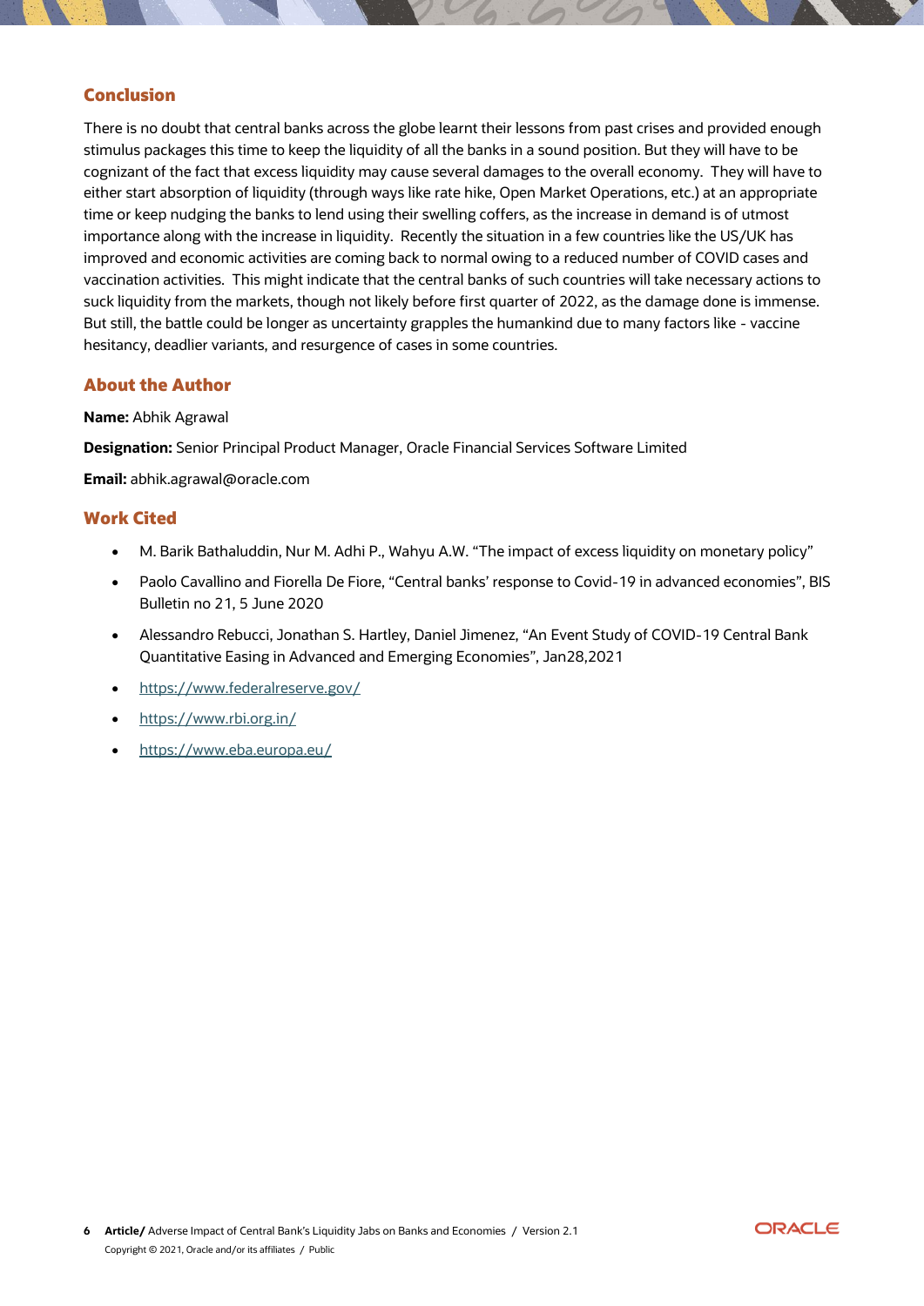## Conclusion

There is no doubt that central banks across the globe learnt their lessons from past crises and provided enough stimulus packages this time to keep the liquidity of all the banks in a sound position. But they will have to be cognizant of the fact that excess liquidity may cause several damages to the overall economy. They will have to either start absorption of liquidity (through ways like rate hike, Open Market Operations, etc.) at an appropriate time or keep nudging the banks to lend using their swelling coffers, as the increase in demand is of utmost importance along with the increase in liquidity. Recently the situation in a few countries like the US/UK has improved and economic activities are coming back to normal owing to a reduced number of COVID cases and vaccination activities. This might indicate that the central banks of such countries will take necessary actions to suck liquidity from the markets, though not likely before first quarter of 2022, as the damage done is immense. But still, the battle could be longer as uncertainty grapples the humankind due to many factors like - vaccine hesitancy, deadlier variants, and resurgence of cases in some countries.

## About the Author

**Name:** Abhik Agrawal

**Designation:** Senior Principal Product Manager, Oracle Financial Services Software Limited

**Email:** abhik.agrawal@oracle.com

## Work Cited

- M. Barik Bathaluddin, Nur M. Adhi P., Wahyu A.W. "The impact of excess liquidity on monetary policy"
- Paolo Cavallino and Fiorella De Fiore, "Central banks' response to Covid-19 in advanced economies", BIS Bulletin no 21, 5 June 2020
- Alessandro Rebucci, Jonathan S. Hartley, Daniel Jimenez, "An Event Study of COVID-19 Central Bank Quantitative Easing in Advanced and Emerging Economies", Jan28,2021
- https://www.federalreserve.gov/
- https://www.rbi.org.in/
- https://www.eba.europa.eu/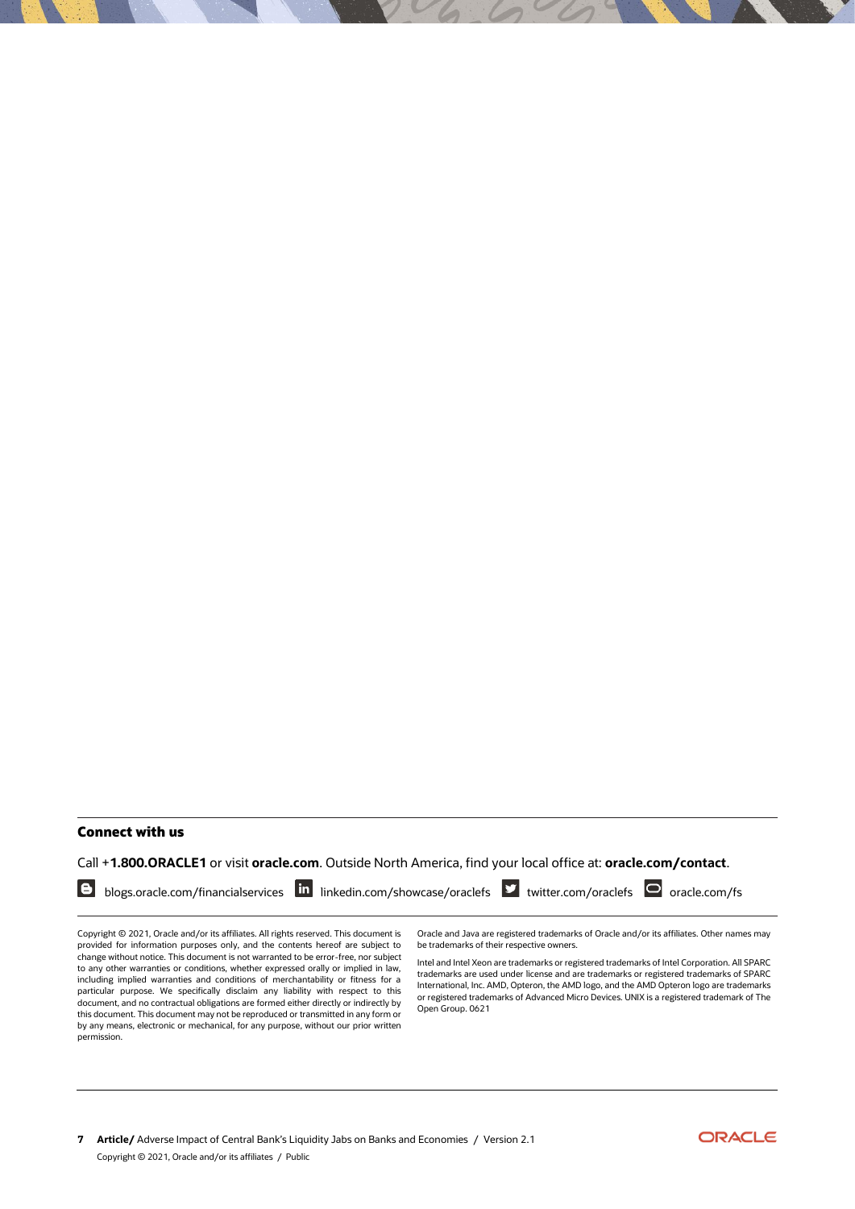## Connect with us

Call +**1.800.ORACLE1** or visit **oracle.com**. Outside North America, find your local office at: **oracle.com/contact**.

blogs.oracle.com/financialservices linkedin.com/showcase/oraclefs twitter.com/oraclefs oracle.com/fs

Copyright © 2021, Oracle and/or its affiliates. All rights reserved. This document is provided for information purposes only, and the contents hereof are subject to change without notice. This document is not warranted to be error-free, nor subject to any other warranties or conditions, whether expressed orally or implied in law, including implied warranties and conditions of merchantability or fitness for a particular purpose. We specifically disclaim any liability with respect to this document, and no contractual obligations are formed either directly or indirectly by this document. This document may not be reproduced or transmitted in any form or by any means, electronic or mechanical, for any purpose, without our prior written permission.

Oracle and Java are registered trademarks of Oracle and/or its affiliates. Other names may be trademarks of their respective owners.

Intel and Intel Xeon are trademarks or registered trademarks of Intel Corporation. All SPARC trademarks are used under license and are trademarks or registered trademarks of SPARC International, Inc. AMD, Opteron, the AMD logo, and the AMD Opteron logo are trademarks or registered trademarks of Advanced Micro Devices. UNIX is a registered trademark of The Open Group. 0621